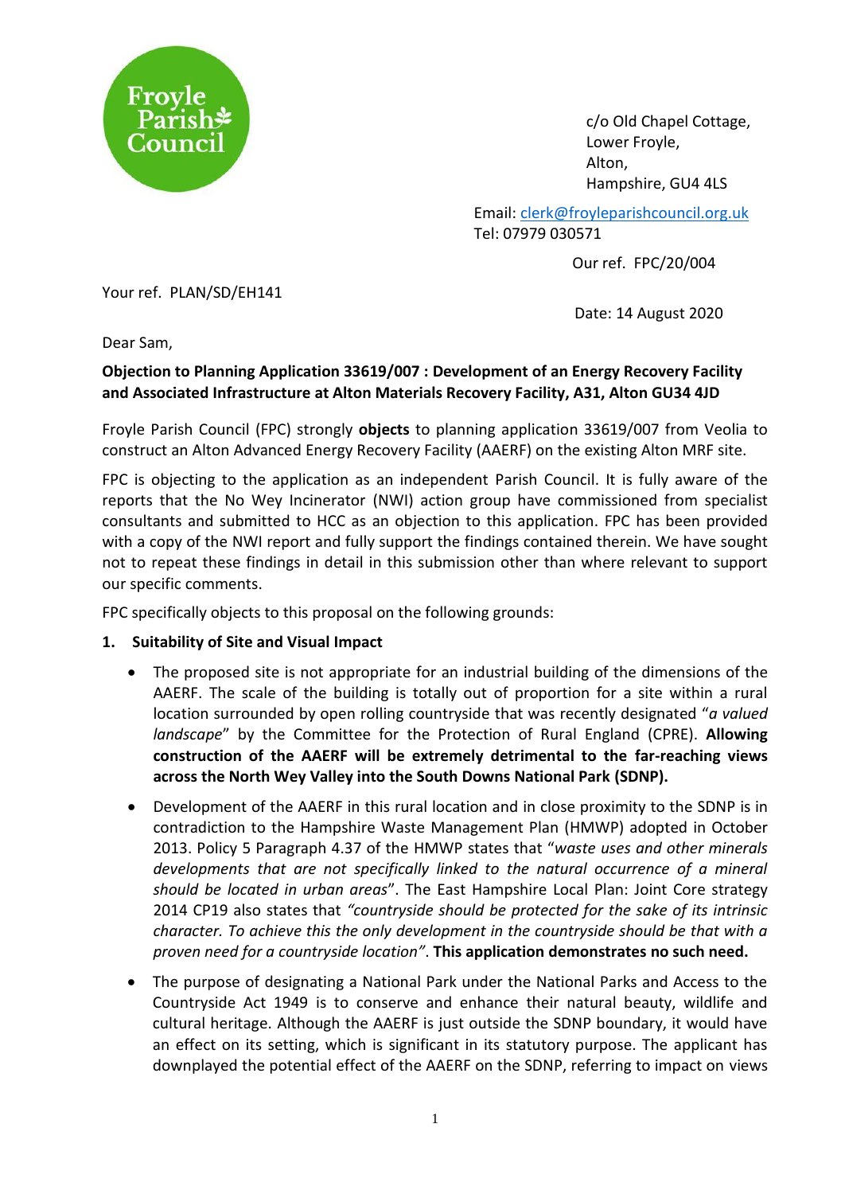Froyle Parish Council

c/o Old Chapel Cottage,
Lower Froyle,
Alton,
Hampshire, GU4 4LS

Email: clerk@froyleparishcouncil.org.uk
Tel: 07979 030571

Our ref. FPC/20/004

Your ref. PLAN/SD/EH141

Date: 14 August 2020

Dear Sam,

**Objection to Planning Application 33619/007 : Development of an Energy Recovery Facility and Associated Infrastructure at Alton Materials Recovery Facility, A31, Alton GU34 4JD**

Froyle Parish Council (FPC) strongly **objects** to planning application 33619/007 from Veolia to construct an Alton Advanced Energy Recovery Facility (AAERF) on the existing Alton MRF site.

FPC is objecting to the application as an independent Parish Council. It is fully aware of the reports that the No Wey Incinerator (NWI) action group have commissioned from specialist consultants and submitted to HCC as an objection to this application. FPC has been provided with a copy of the NWI report and fully support the findings contained therein. We have sought not to repeat these findings in detail in this submission other than where relevant to support our specific comments.

FPC specifically objects to this proposal on the following grounds:

**1. Suitability of Site and Visual Impact**

- The proposed site is not appropriate for an industrial building of the dimensions of the AAERF. The scale of the building is totally out of proportion for a site within a rural location surrounded by open rolling countryside that was recently designated "*a valued landscape*" by the Committee for the Protection of Rural England (CPRE). **Allowing construction of the AAERF will be extremely detrimental to the far-reaching views across the North Wey Valley into the South Downs National Park (SDNP).**
- Development of the AAERF in this rural location and in close proximity to the SDNP is in contradiction to the Hampshire Waste Management Plan (HMWP) adopted in October 2013. Policy 5 Paragraph 4.37 of the HMWP states that "*waste uses and other minerals developments that are not specifically linked to the natural occurrence of a mineral should be located in urban areas*". The East Hampshire Local Plan: Joint Core strategy 2014 CP19 also states that *"countryside should be protected for the sake of its intrinsic character. To achieve this the only development in the countryside should be that with a proven need for a countryside location"*. **This application demonstrates no such need.**
- The purpose of designating a National Park under the National Parks and Access to the Countryside Act 1949 is to conserve and enhance their natural beauty, wildlife and cultural heritage. Although the AAERF is just outside the SDNP boundary, it would have an effect on its setting, which is significant in its statutory purpose. The applicant has downplayed the potential effect of the AAERF on the SDNP, referring to impact on views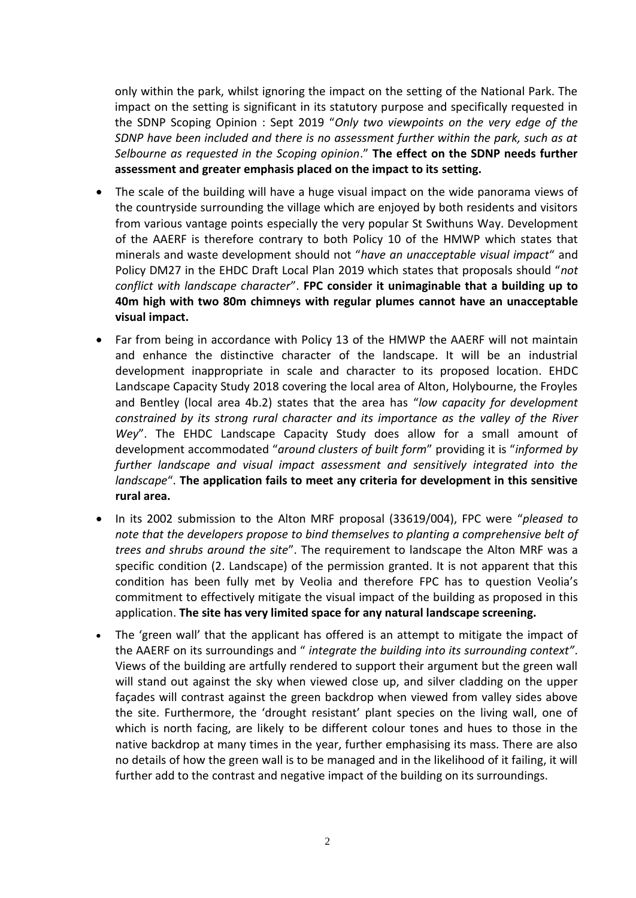only within the park, whilst ignoring the impact on the setting of the National Park. The impact on the setting is significant in its statutory purpose and specifically requested in the SDNP Scoping Opinion : Sept 2019 "*Only two viewpoints on the very edge of the SDNP have been included and there is no assessment further within the park, such as at Selbourne as requested in the Scoping opinion*." **The effect on the SDNP needs further assessment and greater emphasis placed on the impact to its setting.**

- The scale of the building will have a huge visual impact on the wide panorama views of the countryside surrounding the village which are enjoyed by both residents and visitors from various vantage points especially the very popular St Swithuns Way. Development of the AAERF is therefore contrary to both Policy 10 of the HMWP which states that minerals and waste development should not "*have an unacceptable visual impact*" and Policy DM27 in the EHDC Draft Local Plan 2019 which states that proposals should "*not conflict with landscape character*". **FPC consider it unimaginable that a building up to 40m high with two 80m chimneys with regular plumes cannot have an unacceptable visual impact.**
- Far from being in accordance with Policy 13 of the HMWP the AAERF will not maintain and enhance the distinctive character of the landscape. It will be an industrial development inappropriate in scale and character to its proposed location. EHDC Landscape Capacity Study 2018 covering the local area of Alton, Holybourne, the Froyles and Bentley (local area 4b.2) states that the area has "*low capacity for development constrained by its strong rural character and its importance as the valley of the River Wey*". The EHDC Landscape Capacity Study does allow for a small amount of development accommodated "*around clusters of built form*" providing it is "*informed by further landscape and visual impact assessment and sensitively integrated into the landscape*". **The application fails to meet any criteria for development in this sensitive rural area.**
- In its 2002 submission to the Alton MRF proposal (33619/004), FPC were "*pleased to note that the developers propose to bind themselves to planting a comprehensive belt of trees and shrubs around the site*". The requirement to landscape the Alton MRF was a specific condition (2. Landscape) of the permission granted. It is not apparent that this condition has been fully met by Veolia and therefore FPC has to question Veolia's commitment to effectively mitigate the visual impact of the building as proposed in this application. **The site has very limited space for any natural landscape screening.**
- The 'green wall' that the applicant has offered is an attempt to mitigate the impact of the AAERF on its surroundings and " *integrate the building into its surrounding context"*. Views of the building are artfully rendered to support their argument but the green wall will stand out against the sky when viewed close up, and silver cladding on the upper façades will contrast against the green backdrop when viewed from valley sides above the site. Furthermore, the 'drought resistant' plant species on the living wall, one of which is north facing, are likely to be different colour tones and hues to those in the native backdrop at many times in the year, further emphasising its mass. There are also no details of how the green wall is to be managed and in the likelihood of it failing, it will further add to the contrast and negative impact of the building on its surroundings.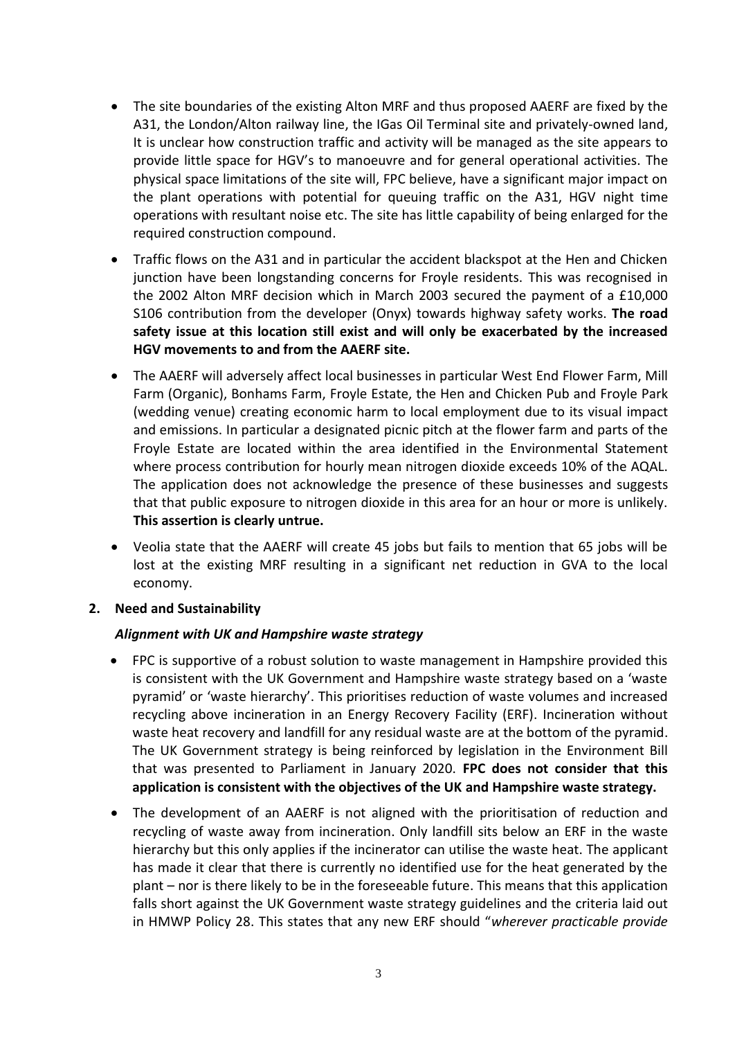- The site boundaries of the existing Alton MRF and thus proposed AAERF are fixed by the A31, the London/Alton railway line, the IGas Oil Terminal site and privately-owned land, It is unclear how construction traffic and activity will be managed as the site appears to provide little space for HGV's to manoeuvre and for general operational activities. The physical space limitations of the site will, FPC believe, have a significant major impact on the plant operations with potential for queuing traffic on the A31, HGV night time operations with resultant noise etc. The site has little capability of being enlarged for the required construction compound.
- Traffic flows on the A31 and in particular the accident blackspot at the Hen and Chicken junction have been longstanding concerns for Froyle residents. This was recognised in the 2002 Alton MRF decision which in March 2003 secured the payment of a £10,000 S106 contribution from the developer (Onyx) towards highway safety works. **The road safety issue at this location still exist and will only be exacerbated by the increased HGV movements to and from the AAERF site.**
- The AAERF will adversely affect local businesses in particular West End Flower Farm, Mill Farm (Organic), Bonhams Farm, Froyle Estate, the Hen and Chicken Pub and Froyle Park (wedding venue) creating economic harm to local employment due to its visual impact and emissions. In particular a designated picnic pitch at the flower farm and parts of the Froyle Estate are located within the area identified in the Environmental Statement where process contribution for hourly mean nitrogen dioxide exceeds 10% of the AQAL. The application does not acknowledge the presence of these businesses and suggests that that public exposure to nitrogen dioxide in this area for an hour or more is unlikely. **This assertion is clearly untrue.**
- Veolia state that the AAERF will create 45 jobs but fails to mention that 65 jobs will be lost at the existing MRF resulting in a significant net reduction in GVA to the local economy.

## 2. Need and Sustainability

### *Alignment with UK and Hampshire waste strategy*

- FPC is supportive of a robust solution to waste management in Hampshire provided this is consistent with the UK Government and Hampshire waste strategy based on a 'waste pyramid' or 'waste hierarchy'. This prioritises reduction of waste volumes and increased recycling above incineration in an Energy Recovery Facility (ERF). Incineration without waste heat recovery and landfill for any residual waste are at the bottom of the pyramid. The UK Government strategy is being reinforced by legislation in the Environment Bill that was presented to Parliament in January 2020. **FPC does not consider that this application is consistent with the objectives of the UK and Hampshire waste strategy.**
- The development of an AAERF is not aligned with the prioritisation of reduction and recycling of waste away from incineration. Only landfill sits below an ERF in the waste hierarchy but this only applies if the incinerator can utilise the waste heat. The applicant has made it clear that there is currently no identified use for the heat generated by the plant – nor is there likely to be in the foreseeable future. This means that this application falls short against the UK Government waste strategy guidelines and the criteria laid out in HMWP Policy 28. This states that any new ERF should "*wherever practicable provide*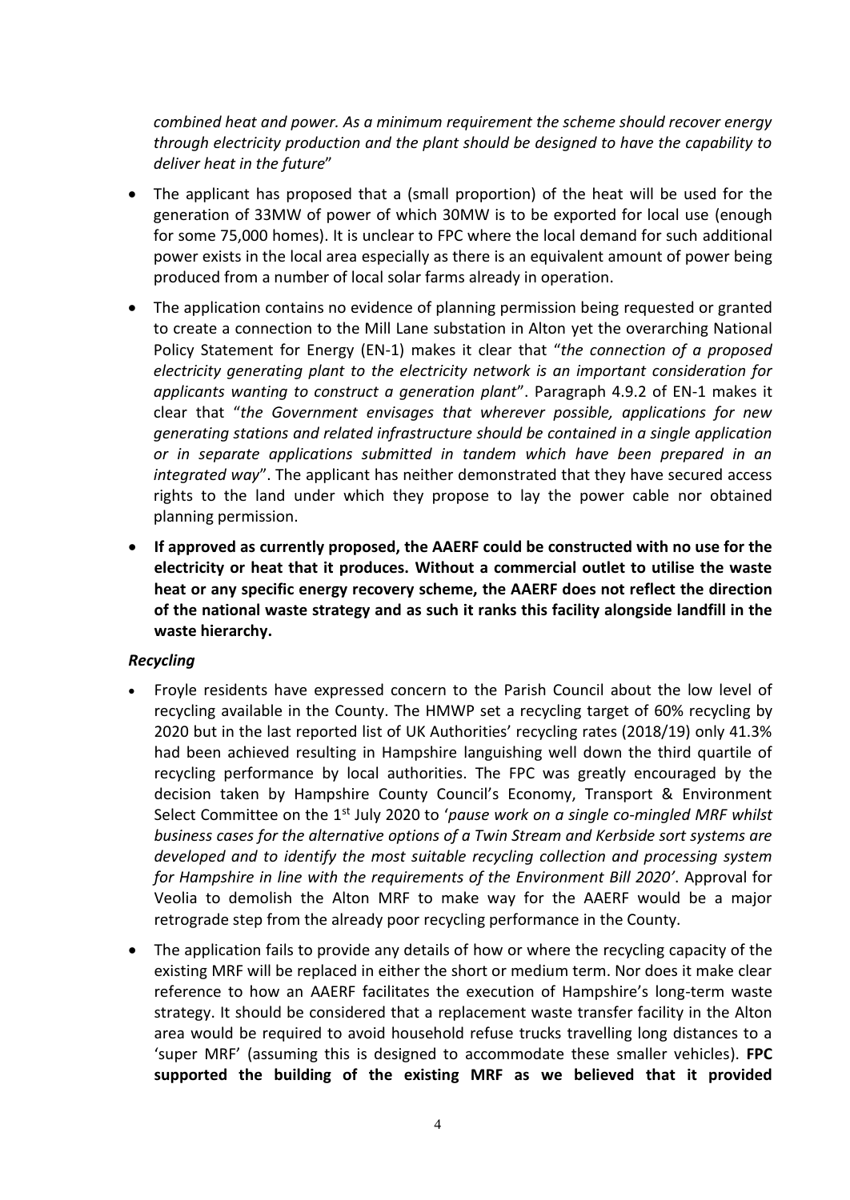*combined heat and power. As a minimum requirement the scheme should recover energy through electricity production and the plant should be designed to have the capability to deliver heat in the future*"

- The applicant has proposed that a (small proportion) of the heat will be used for the generation of 33MW of power of which 30MW is to be exported for local use (enough for some 75,000 homes). It is unclear to FPC where the local demand for such additional power exists in the local area especially as there is an equivalent amount of power being produced from a number of local solar farms already in operation.
- The application contains no evidence of planning permission being requested or granted to create a connection to the Mill Lane substation in Alton yet the overarching National Policy Statement for Energy (EN-1) makes it clear that "*the connection of a proposed electricity generating plant to the electricity network is an important consideration for applicants wanting to construct a generation plant*". Paragraph 4.9.2 of EN-1 makes it clear that "*the Government envisages that wherever possible, applications for new generating stations and related infrastructure should be contained in a single application or in separate applications submitted in tandem which have been prepared in an integrated way*". The applicant has neither demonstrated that they have secured access rights to the land under which they propose to lay the power cable nor obtained planning permission.
- **If approved as currently proposed, the AAERF could be constructed with no use for the electricity or heat that it produces. Without a commercial outlet to utilise the waste heat or any specific energy recovery scheme, the AAERF does not reflect the direction of the national waste strategy and as such it ranks this facility alongside landfill in the waste hierarchy.**

***Recycling***

- Froyle residents have expressed concern to the Parish Council about the low level of recycling available in the County. The HMWP set a recycling target of 60% recycling by 2020 but in the last reported list of UK Authorities' recycling rates (2018/19) only 41.3% had been achieved resulting in Hampshire languishing well down the third quartile of recycling performance by local authorities. The FPC was greatly encouraged by the decision taken by Hampshire County Council's Economy, Transport & Environment Select Committee on the 1st July 2020 to '*pause work on a single co-mingled MRF whilst business cases for the alternative options of a Twin Stream and Kerbside sort systems are developed and to identify the most suitable recycling collection and processing system for Hampshire in line with the requirements of the Environment Bill 2020'*. Approval for Veolia to demolish the Alton MRF to make way for the AAERF would be a major retrograde step from the already poor recycling performance in the County.
- The application fails to provide any details of how or where the recycling capacity of the existing MRF will be replaced in either the short or medium term. Nor does it make clear reference to how an AAERF facilitates the execution of Hampshire's long-term waste strategy. It should be considered that a replacement waste transfer facility in the Alton area would be required to avoid household refuse trucks travelling long distances to a 'super MRF' (assuming this is designed to accommodate these smaller vehicles). **FPC supported the building of the existing MRF as we believed that it provided**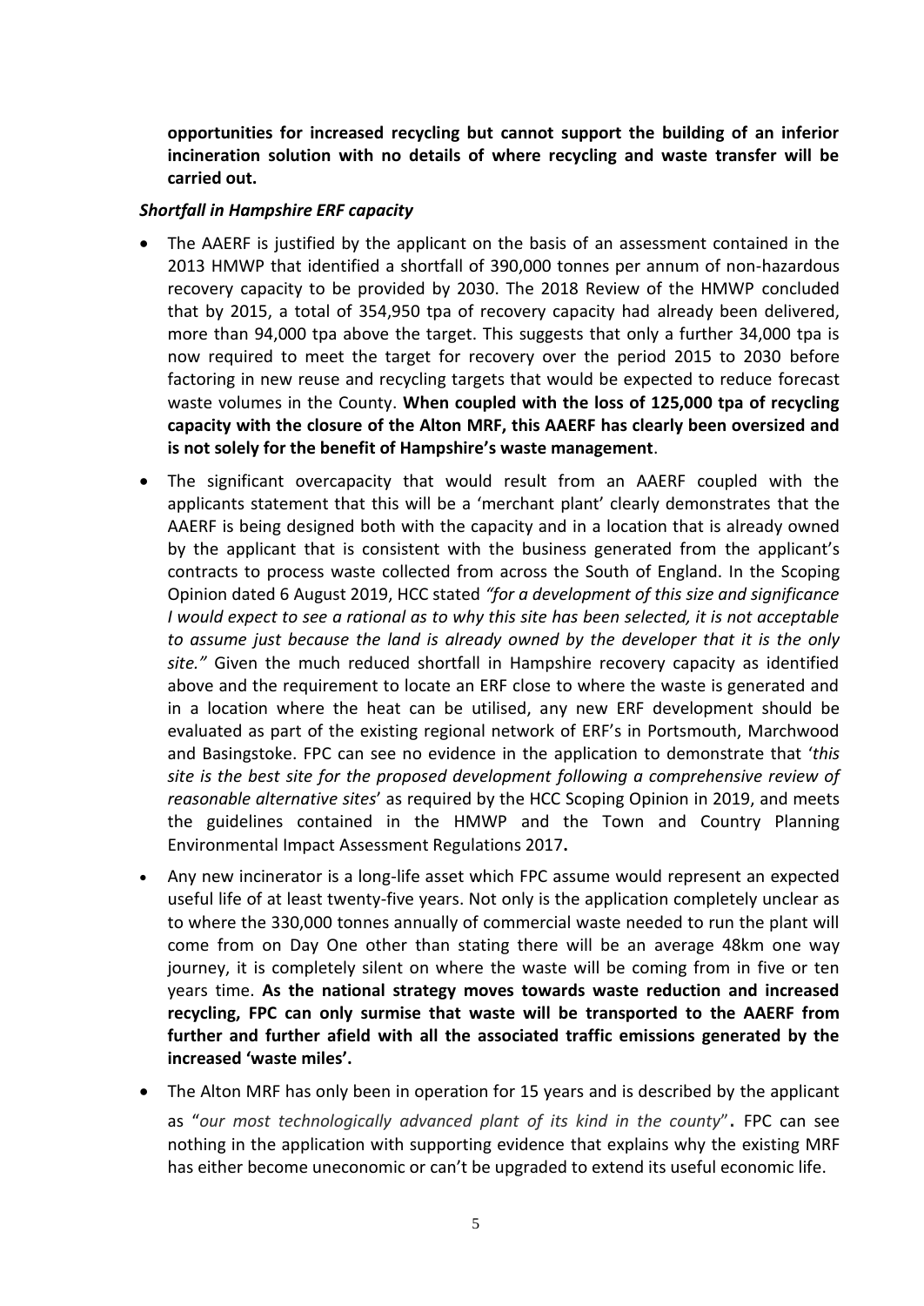**opportunities for increased recycling but cannot support the building of an inferior incineration solution with no details of where recycling and waste transfer will be carried out.**

***Shortfall in Hampshire ERF capacity***

- The AAERF is justified by the applicant on the basis of an assessment contained in the 2013 HMWP that identified a shortfall of 390,000 tonnes per annum of non-hazardous recovery capacity to be provided by 2030. The 2018 Review of the HMWP concluded that by 2015, a total of 354,950 tpa of recovery capacity had already been delivered, more than 94,000 tpa above the target. This suggests that only a further 34,000 tpa is now required to meet the target for recovery over the period 2015 to 2030 before factoring in new reuse and recycling targets that would be expected to reduce forecast waste volumes in the County. **When coupled with the loss of 125,000 tpa of recycling capacity with the closure of the Alton MRF, this AAERF has clearly been oversized and is not solely for the benefit of Hampshire's waste management**.
- The significant overcapacity that would result from an AAERF coupled with the applicants statement that this will be a 'merchant plant' clearly demonstrates that the AAERF is being designed both with the capacity and in a location that is already owned by the applicant that is consistent with the business generated from the applicant's contracts to process waste collected from across the South of England. In the Scoping Opinion dated 6 August 2019, HCC stated *"for a development of this size and significance I would expect to see a rational as to why this site has been selected, it is not acceptable to assume just because the land is already owned by the developer that it is the only site."* Given the much reduced shortfall in Hampshire recovery capacity as identified above and the requirement to locate an ERF close to where the waste is generated and in a location where the heat can be utilised, any new ERF development should be evaluated as part of the existing regional network of ERF's in Portsmouth, Marchwood and Basingstoke. FPC can see no evidence in the application to demonstrate that '*this site is the best site for the proposed development following a comprehensive review of reasonable alternative sites*' as required by the HCC Scoping Opinion in 2019, and meets the guidelines contained in the HMWP and the Town and Country Planning Environmental Impact Assessment Regulations 2017**.**
- Any new incinerator is a long-life asset which FPC assume would represent an expected useful life of at least twenty-five years. Not only is the application completely unclear as to where the 330,000 tonnes annually of commercial waste needed to run the plant will come from on Day One other than stating there will be an average 48km one way journey, it is completely silent on where the waste will be coming from in five or ten years time. **As the national strategy moves towards waste reduction and increased recycling, FPC can only surmise that waste will be transported to the AAERF from further and further afield with all the associated traffic emissions generated by the increased 'waste miles'.**
- The Alton MRF has only been in operation for 15 years and is described by the applicant as "*our most technologically advanced plant of its kind in the county*"**.** FPC can see nothing in the application with supporting evidence that explains why the existing MRF has either become uneconomic or can't be upgraded to extend its useful economic life.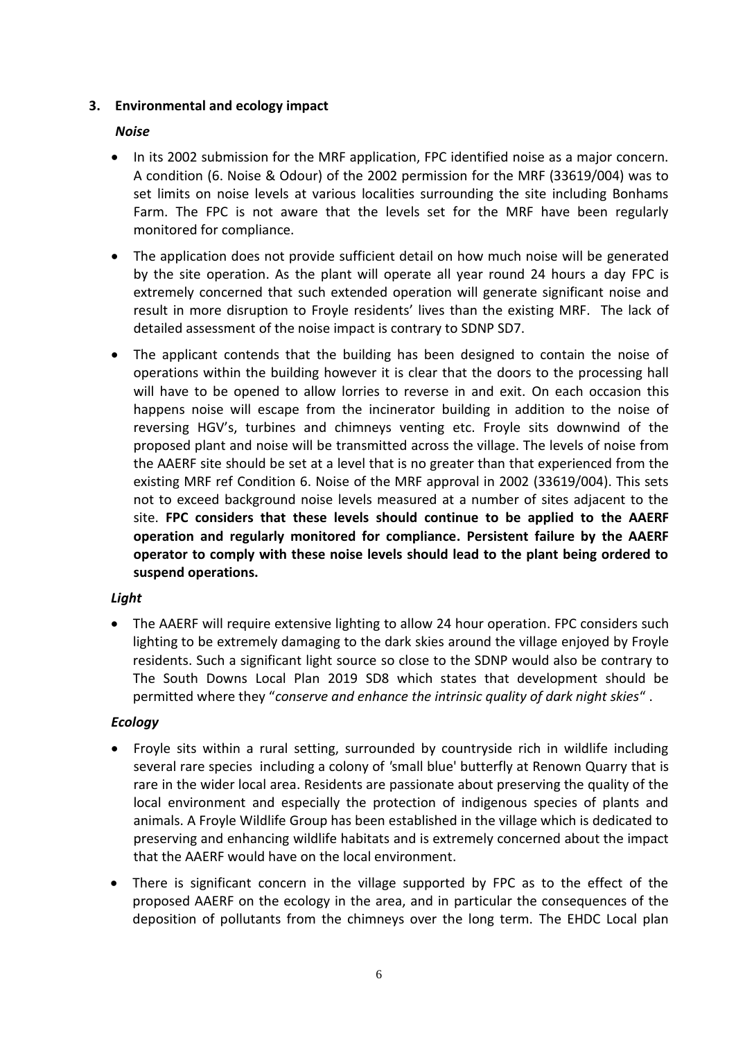### 3. Environmental and ecology impact

***Noise***

- In its 2002 submission for the MRF application, FPC identified noise as a major concern. A condition (6. Noise & Odour) of the 2002 permission for the MRF (33619/004) was to set limits on noise levels at various localities surrounding the site including Bonhams Farm. The FPC is not aware that the levels set for the MRF have been regularly monitored for compliance.
- The application does not provide sufficient detail on how much noise will be generated by the site operation. As the plant will operate all year round 24 hours a day FPC is extremely concerned that such extended operation will generate significant noise and result in more disruption to Froyle residents' lives than the existing MRF. The lack of detailed assessment of the noise impact is contrary to SDNP SD7.
- The applicant contends that the building has been designed to contain the noise of operations within the building however it is clear that the doors to the processing hall will have to be opened to allow lorries to reverse in and exit. On each occasion this happens noise will escape from the incinerator building in addition to the noise of reversing HGV's, turbines and chimneys venting etc. Froyle sits downwind of the proposed plant and noise will be transmitted across the village. The levels of noise from the AAERF site should be set at a level that is no greater than that experienced from the existing MRF ref Condition 6. Noise of the MRF approval in 2002 (33619/004). This sets not to exceed background noise levels measured at a number of sites adjacent to the site. **FPC considers that these levels should continue to be applied to the AAERF operation and regularly monitored for compliance. Persistent failure by the AAERF operator to comply with these noise levels should lead to the plant being ordered to suspend operations.**

***Light***

- The AAERF will require extensive lighting to allow 24 hour operation. FPC considers such lighting to be extremely damaging to the dark skies around the village enjoyed by Froyle residents. Such a significant light source so close to the SDNP would also be contrary to The South Downs Local Plan 2019 SD8 which states that development should be permitted where they "*conserve and enhance the intrinsic quality of dark night skies*" .

***Ecology***

- Froyle sits within a rural setting, surrounded by countryside rich in wildlife including several rare species including a colony of 'small blue' butterfly at Renown Quarry that is rare in the wider local area. Residents are passionate about preserving the quality of the local environment and especially the protection of indigenous species of plants and animals. A Froyle Wildlife Group has been established in the village which is dedicated to preserving and enhancing wildlife habitats and is extremely concerned about the impact that the AAERF would have on the local environment.
- There is significant concern in the village supported by FPC as to the effect of the proposed AAERF on the ecology in the area, and in particular the consequences of the deposition of pollutants from the chimneys over the long term. The EHDC Local plan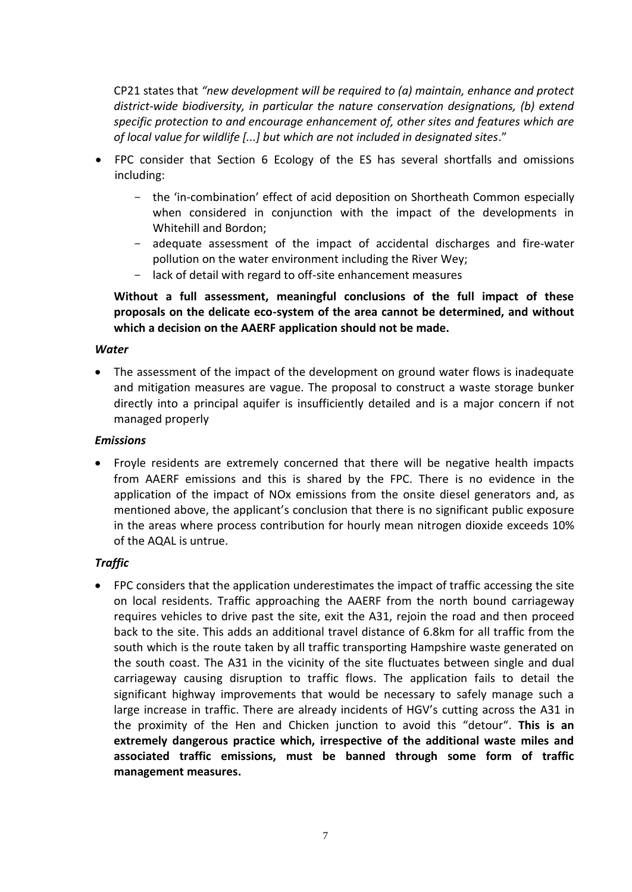CP21 states that *"new development will be required to (a) maintain, enhance and protect district-wide biodiversity, in particular the nature conservation designations, (b) extend specific protection to and encourage enhancement of, other sites and features which are of local value for wildlife [...] but which are not included in designated sites*."

- FPC consider that Section 6 Ecology of the ES has several shortfalls and omissions including:
  - the 'in-combination' effect of acid deposition on Shortheath Common especially when considered in conjunction with the impact of the developments in Whitehill and Bordon;
  - adequate assessment of the impact of accidental discharges and fire-water pollution on the water environment including the River Wey;
  - lack of detail with regard to off-site enhancement measures

**Without a full assessment, meaningful conclusions of the full impact of these proposals on the delicate eco-system of the area cannot be determined, and without which a decision on the AAERF application should not be made.**

***Water***

- The assessment of the impact of the development on ground water flows is inadequate and mitigation measures are vague. The proposal to construct a waste storage bunker directly into a principal aquifer is insufficiently detailed and is a major concern if not managed properly

***Emissions***

- Froyle residents are extremely concerned that there will be negative health impacts from AAERF emissions and this is shared by the FPC. There is no evidence in the application of the impact of NOx emissions from the onsite diesel generators and, as mentioned above, the applicant's conclusion that there is no significant public exposure in the areas where process contribution for hourly mean nitrogen dioxide exceeds 10% of the AQAL is untrue.

***Traffic***

- FPC considers that the application underestimates the impact of traffic accessing the site on local residents. Traffic approaching the AAERF from the north bound carriageway requires vehicles to drive past the site, exit the A31, rejoin the road and then proceed back to the site. This adds an additional travel distance of 6.8km for all traffic from the south which is the route taken by all traffic transporting Hampshire waste generated on the south coast. The A31 in the vicinity of the site fluctuates between single and dual carriageway causing disruption to traffic flows. The application fails to detail the significant highway improvements that would be necessary to safely manage such a large increase in traffic. There are already incidents of HGV's cutting across the A31 in the proximity of the Hen and Chicken junction to avoid this "detour". **This is an extremely dangerous practice which, irrespective of the additional waste miles and associated traffic emissions, must be banned through some form of traffic management measures.**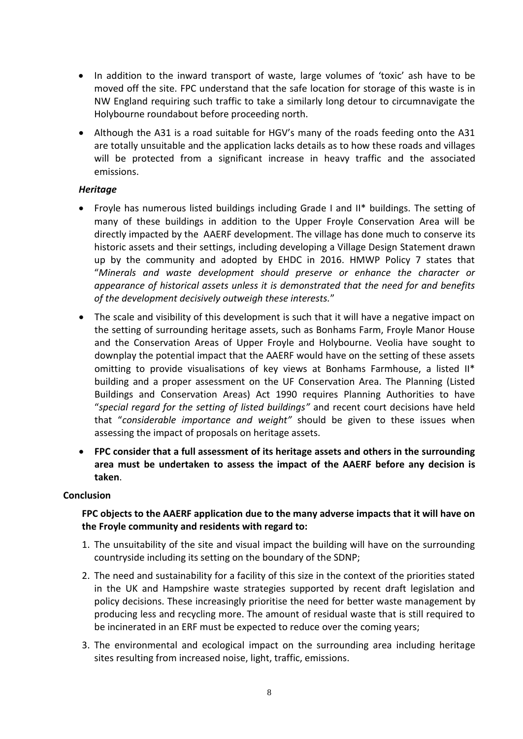- In addition to the inward transport of waste, large volumes of 'toxic' ash have to be moved off the site. FPC understand that the safe location for storage of this waste is in NW England requiring such traffic to take a similarly long detour to circumnavigate the Holybourne roundabout before proceeding north.
- Although the A31 is a road suitable for HGV's many of the roads feeding onto the A31 are totally unsuitable and the application lacks details as to how these roads and villages will be protected from a significant increase in heavy traffic and the associated emissions.

***Heritage***

- Froyle has numerous listed buildings including Grade I and II* buildings. The setting of many of these buildings in addition to the Upper Froyle Conservation Area will be directly impacted by the AAERF development. The village has done much to conserve its historic assets and their settings, including developing a Village Design Statement drawn up by the community and adopted by EHDC in 2016. HMWP Policy 7 states that "*Minerals and waste development should preserve or enhance the character or appearance of historical assets unless it is demonstrated that the need for and benefits of the development decisively outweigh these interests.*"
- The scale and visibility of this development is such that it will have a negative impact on the setting of surrounding heritage assets, such as Bonhams Farm, Froyle Manor House and the Conservation Areas of Upper Froyle and Holybourne. Veolia have sought to downplay the potential impact that the AAERF would have on the setting of these assets omitting to provide visualisations of key views at Bonhams Farmhouse, a listed II* building and a proper assessment on the UF Conservation Area. The Planning (Listed Buildings and Conservation Areas) Act 1990 requires Planning Authorities to have "*special regard for the setting of listed buildings"* and recent court decisions have held that "*considerable importance and weight"* should be given to these issues when assessing the impact of proposals on heritage assets.
- **FPC consider that a full assessment of its heritage assets and others in the surrounding area must be undertaken to assess the impact of the AAERF before any decision is taken**.

**Conclusion**

**FPC objects to the AAERF application due to the many adverse impacts that it will have on the Froyle community and residents with regard to:**

1. The unsuitability of the site and visual impact the building will have on the surrounding countryside including its setting on the boundary of the SDNP;
2. The need and sustainability for a facility of this size in the context of the priorities stated in the UK and Hampshire waste strategies supported by recent draft legislation and policy decisions. These increasingly prioritise the need for better waste management by producing less and recycling more. The amount of residual waste that is still required to be incinerated in an ERF must be expected to reduce over the coming years;
3. The environmental and ecological impact on the surrounding area including heritage sites resulting from increased noise, light, traffic, emissions.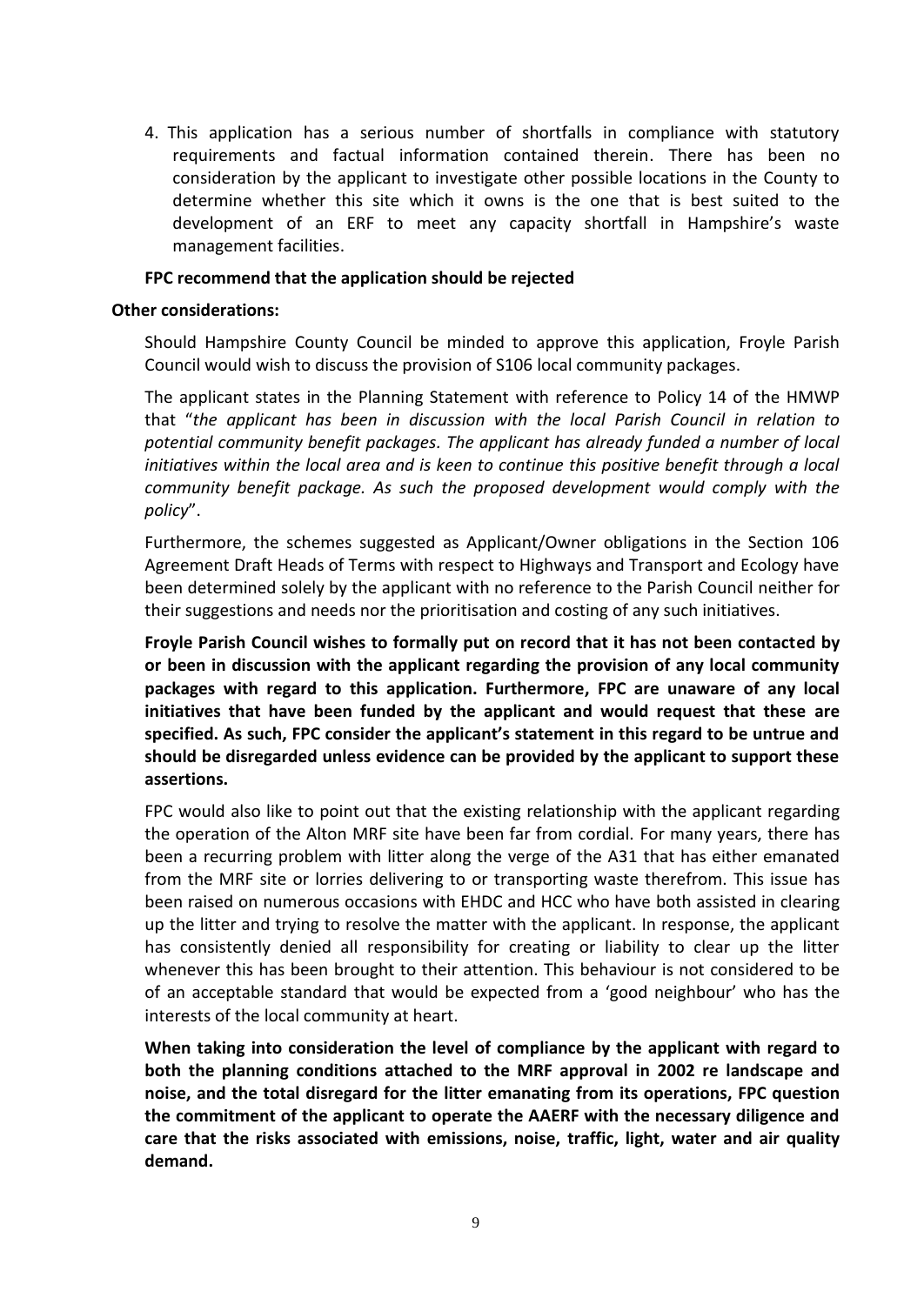4. This application has a serious number of shortfalls in compliance with statutory requirements and factual information contained therein. There has been no consideration by the applicant to investigate other possible locations in the County to determine whether this site which it owns is the one that is best suited to the development of an ERF to meet any capacity shortfall in Hampshire's waste management facilities.

**FPC recommend that the application should be rejected**

**Other considerations:**

Should Hampshire County Council be minded to approve this application, Froyle Parish Council would wish to discuss the provision of S106 local community packages.

The applicant states in the Planning Statement with reference to Policy 14 of the HMWP that "*the applicant has been in discussion with the local Parish Council in relation to potential community benefit packages. The applicant has already funded a number of local initiatives within the local area and is keen to continue this positive benefit through a local community benefit package. As such the proposed development would comply with the policy*".

Furthermore, the schemes suggested as Applicant/Owner obligations in the Section 106 Agreement Draft Heads of Terms with respect to Highways and Transport and Ecology have been determined solely by the applicant with no reference to the Parish Council neither for their suggestions and needs nor the prioritisation and costing of any such initiatives.

**Froyle Parish Council wishes to formally put on record that it has not been contacted by or been in discussion with the applicant regarding the provision of any local community packages with regard to this application. Furthermore, FPC are unaware of any local initiatives that have been funded by the applicant and would request that these are specified. As such, FPC consider the applicant's statement in this regard to be untrue and should be disregarded unless evidence can be provided by the applicant to support these assertions.**

FPC would also like to point out that the existing relationship with the applicant regarding the operation of the Alton MRF site have been far from cordial. For many years, there has been a recurring problem with litter along the verge of the A31 that has either emanated from the MRF site or lorries delivering to or transporting waste therefrom. This issue has been raised on numerous occasions with EHDC and HCC who have both assisted in clearing up the litter and trying to resolve the matter with the applicant. In response, the applicant has consistently denied all responsibility for creating or liability to clear up the litter whenever this has been brought to their attention. This behaviour is not considered to be of an acceptable standard that would be expected from a 'good neighbour' who has the interests of the local community at heart.

**When taking into consideration the level of compliance by the applicant with regard to both the planning conditions attached to the MRF approval in 2002 re landscape and noise, and the total disregard for the litter emanating from its operations, FPC question the commitment of the applicant to operate the AAERF with the necessary diligence and care that the risks associated with emissions, noise, traffic, light, water and air quality demand.**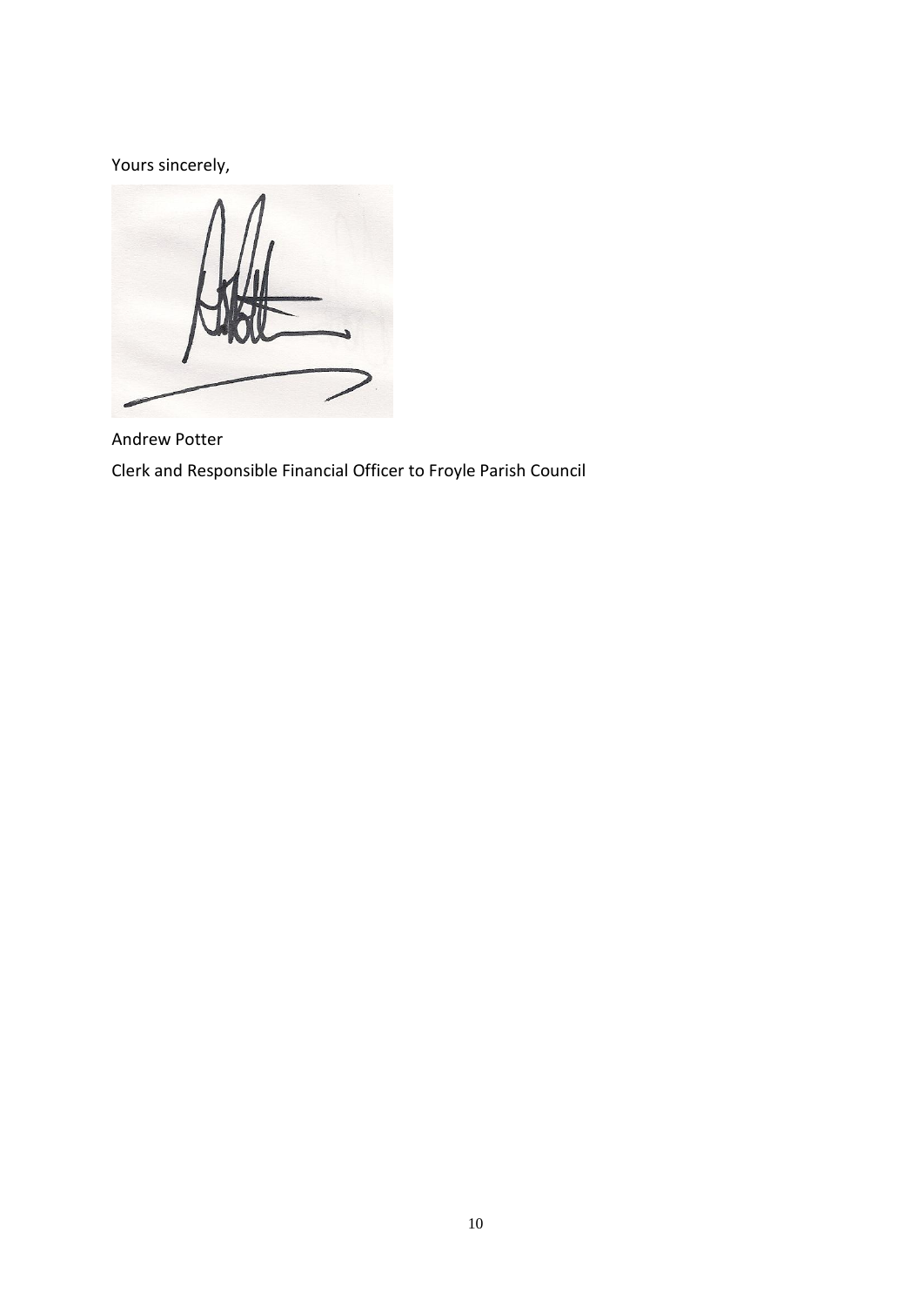Yours sincerely,

Andrew Potter

Clerk and Responsible Financial Officer to Froyle Parish Council